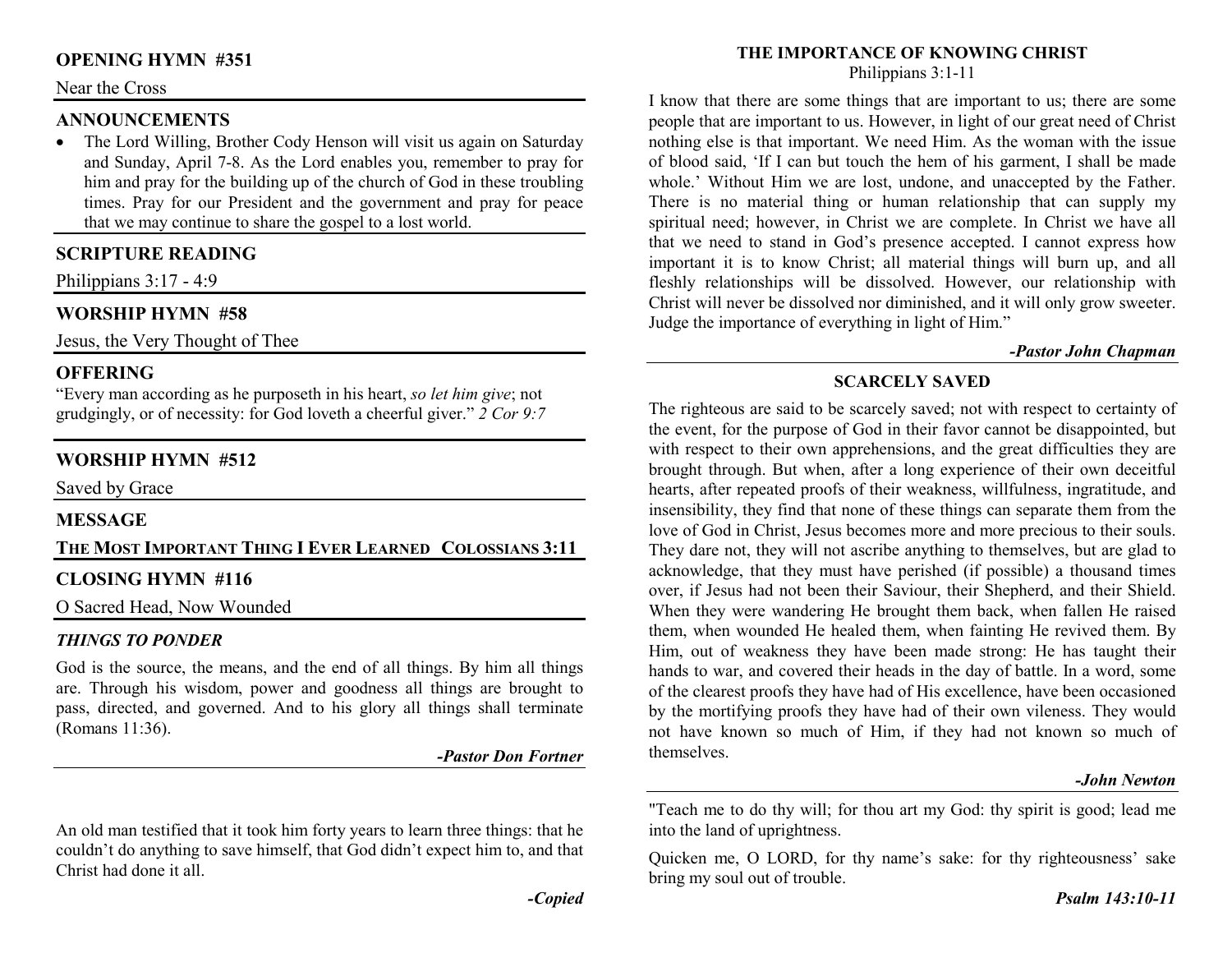## OPENING HYMN #351

Near the Cross

## ANNOUNCEMENTS

- The Lord Willing, Brother Cody Henson will visit us again on Saturday and Sunday, April 7-8. As the Lord enables you, remember to pray for him and pray for the building up of the church of God in these troubling times. Pray for our President and the government and pray for peace that we may continue to share the gospel to a lost world.

## SCRIPTURE READING

Philippians 3:17 - 4:9

## WORSHIP HYMN #58

Jesus, the Very Thought of Thee

## OFFERING

"Every man according as he purposeth in his heart, *so let him give*; not grudgingly, or of necessity: for God loveth a cheerful giver." *2 Cor 9:7*

## WORSHIP HYMN #512

Saved by Grace

## MESSAGE

**THE MOST IMPORTANT THING I EVER LEARNED COLOSSIANS 3:11**

## CLOSING HYMN #116

O Sacred Head, Now Wounded

### *THINGS TO PONDER*

God is the source, the means, and the end of all things. By him all things are. Through his wisdom, power and goodness all things are brought to pass, directed, and governed. And to his glory all things shall terminate (Romans 11:36).

***-Pastor Don Fortner***

An old man testified that it took him forty years to learn three things: that he couldn't do anything to save himself, that God didn't expect him to, and that Christ had done it all.

***-Copied***

### THE IMPORTANCE OF KNOWING CHRIST

Philippians 3:1-11

I know that there are some things that are important to us; there are some people that are important to us. However, in light of our great need of Christ nothing else is that important. We need Him. As the woman with the issue of blood said, 'If I can but touch the hem of his garment, I shall be made whole.' Without Him we are lost, undone, and unaccepted by the Father. There is no material thing or human relationship that can supply my spiritual need; however, in Christ we are complete. In Christ we have all that we need to stand in God's presence accepted. I cannot express how important it is to know Christ; all material things will burn up, and all fleshly relationships will be dissolved. However, our relationship with Christ will never be dissolved nor diminished, and it will only grow sweeter. Judge the importance of everything in light of Him."

***-Pastor John Chapman***

### SCARCELY SAVED

The righteous are said to be scarcely saved; not with respect to certainty of the event, for the purpose of God in their favor cannot be disappointed, but with respect to their own apprehensions, and the great difficulties they are brought through. But when, after a long experience of their own deceitful hearts, after repeated proofs of their weakness, willfulness, ingratitude, and insensibility, they find that none of these things can separate them from the love of God in Christ, Jesus becomes more and more precious to their souls. They dare not, they will not ascribe anything to themselves, but are glad to acknowledge, that they must have perished (if possible) a thousand times over, if Jesus had not been their Saviour, their Shepherd, and their Shield. When they were wandering He brought them back, when fallen He raised them, when wounded He healed them, when fainting He revived them. By Him, out of weakness they have been made strong: He has taught their hands to war, and covered their heads in the day of battle. In a word, some of the clearest proofs they have had of His excellence, have been occasioned by the mortifying proofs they have had of their own vileness. They would not have known so much of Him, if they had not known so much of themselves.

***-John Newton***

"Teach me to do thy will; for thou art my God: thy spirit is good; lead me into the land of uprightness.

Quicken me, O LORD, for thy name's sake: for thy righteousness' sake bring my soul out of trouble.

***Psalm 143:10-11***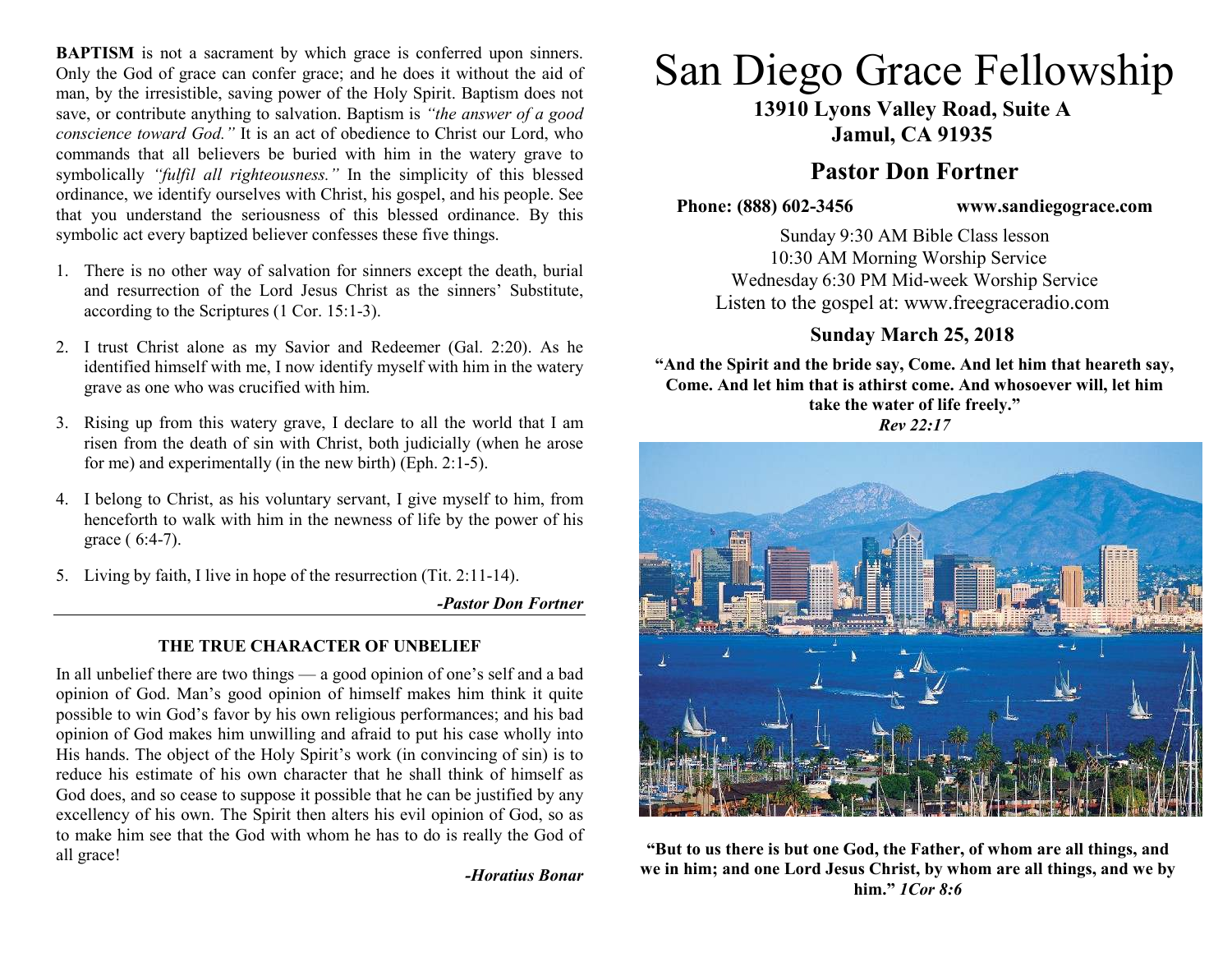**BAPTISM** is not a sacrament by which grace is conferred upon sinners. Only the God of grace can confer grace; and he does it without the aid of man, by the irresistible, saving power of the Holy Spirit. Baptism does not save, or contribute anything to salvation. Baptism is *"the answer of a good conscience toward God."* It is an act of obedience to Christ our Lord, who commands that all believers be buried with him in the watery grave to symbolically *"fulfil all righteousness."* In the simplicity of this blessed ordinance, we identify ourselves with Christ, his gospel, and his people. See that you understand the seriousness of this blessed ordinance. By this symbolic act every baptized believer confesses these five things.

1. There is no other way of salvation for sinners except the death, burial and resurrection of the Lord Jesus Christ as the sinners' Substitute, according to the Scriptures (1 Cor. 15:1-3).
2. I trust Christ alone as my Savior and Redeemer (Gal. 2:20). As he identified himself with me, I now identify myself with him in the watery grave as one who was crucified with him.
3. Rising up from this watery grave, I declare to all the world that I am risen from the death of sin with Christ, both judicially (when he arose for me) and experimentally (in the new birth) (Eph. 2:1-5).
4. I belong to Christ, as his voluntary servant, I give myself to him, from henceforth to walk with him in the newness of life by the power of his grace ( 6:4-7).
5. Living by faith, I live in hope of the resurrection (Tit. 2:11-14).

***-Pastor Don Fortner***

---

### THE TRUE CHARACTER OF UNBELIEF

In all unbelief there are two things — a good opinion of one's self and a bad opinion of God. Man's good opinion of himself makes him think it quite possible to win God's favor by his own religious performances; and his bad opinion of God makes him unwilling and afraid to put his case wholly into His hands. The object of the Holy Spirit's work (in convincing of sin) is to reduce his estimate of his own character that he shall think of himself as God does, and so cease to suppose it possible that he can be justified by any excellency of his own. The Spirit then alters his evil opinion of God, so as to make him see that the God with whom he has to do is really the God of all grace!

***-Horatius Bonar***

# San Diego Grace Fellowship

**13910 Lyons Valley Road, Suite A**
**Jamul, CA 91935**

## Pastor Don Fortner

**Phone: (888) 602-3456** **www.sandiegograce.com**

Sunday 9:30 AM Bible Class lesson
10:30 AM Morning Worship Service
Wednesday 6:30 PM Mid-week Worship Service
Listen to the gospel at: www.freegraceradio.com

### Sunday March 25, 2018

**"And the Spirit and the bride say, Come. And let him that heareth say, Come. And let him that is athirst come. And whosoever will, let him take the water of life freely."**
***Rev 22:17***

**"But to us there is but one God, the Father, of whom are all things, and we in him; and one Lord Jesus Christ, by whom are all things, and we by him."** ***1Cor 8:6***